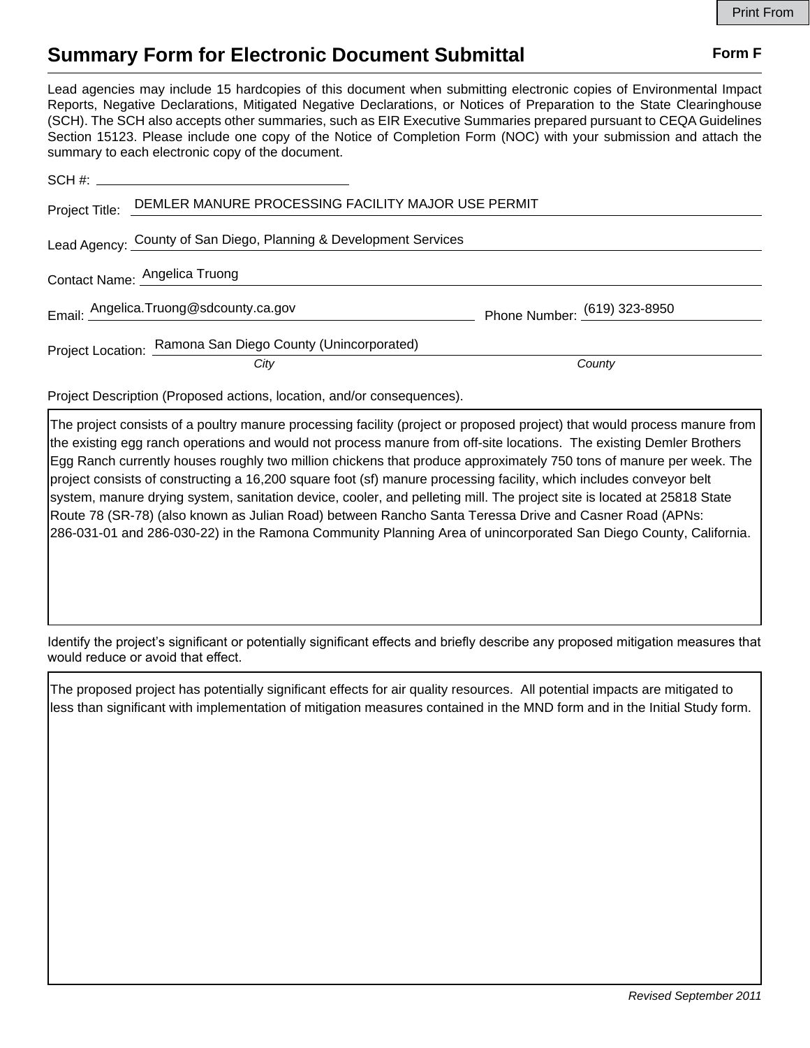Print From

# Summary Form for Electronic Document Submittal

**Form F**

Lead agencies may include 15 hardcopies of this document when submitting electronic copies of Environmental Impact Reports, Negative Declarations, Mitigated Negative Declarations, or Notices of Preparation to the State Clearinghouse (SCH). The SCH also accepts other summaries, such as EIR Executive Summaries prepared pursuant to CEQA Guidelines Section 15123. Please include one copy of the Notice of Completion Form (NOC) with your submission and attach the summary to each electronic copy of the document.

SCH #: 

Project Title: DEMLER MANURE PROCESSING FACILITY MAJOR USE PERMIT

Lead Agency: County of San Diego, Planning & Development Services

Contact Name: Angelica Truong

Email: Angelica.Truong@sdcounty.ca.gov

Phone Number: (619) 323-8950

Project Location: Ramona San Diego County (Unincorporated)

*City* *County*

Project Description (Proposed actions, location, and/or consequences).

The project consists of a poultry manure processing facility (project or proposed project) that would process manure from the existing egg ranch operations and would not process manure from off-site locations. The existing Demler Brothers Egg Ranch currently houses roughly two million chickens that produce approximately 750 tons of manure per week. The project consists of constructing a 16,200 square foot (sf) manure processing facility, which includes conveyor belt system, manure drying system, sanitation device, cooler, and pelleting mill. The project site is located at 25818 State Route 78 (SR-78) (also known as Julian Road) between Rancho Santa Teressa Drive and Casner Road (APNs: 286-031-01 and 286-030-22) in the Ramona Community Planning Area of unincorporated San Diego County, California.

Identify the project's significant or potentially significant effects and briefly describe any proposed mitigation measures that would reduce or avoid that effect.

The proposed project has potentially significant effects for air quality resources. All potential impacts are mitigated to less than significant with implementation of mitigation measures contained in the MND form and in the Initial Study form.

*Revised September 2011*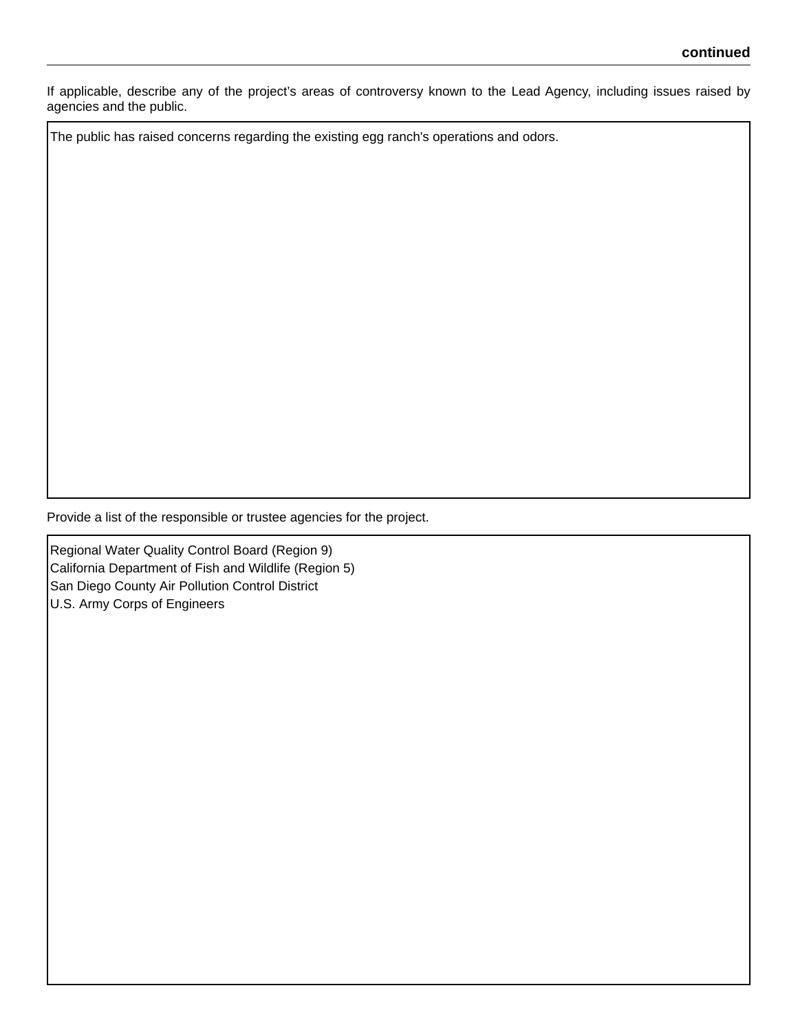**continued**

If applicable, describe any of the project's areas of controversy known to the Lead Agency, including issues raised by agencies and the public.

The public has raised concerns regarding the existing egg ranch's operations and odors.

Provide a list of the responsible or trustee agencies for the project.

Regional Water Quality Control Board (Region 9)
California Department of Fish and Wildlife (Region 5)
San Diego County Air Pollution Control District
U.S. Army Corps of Engineers